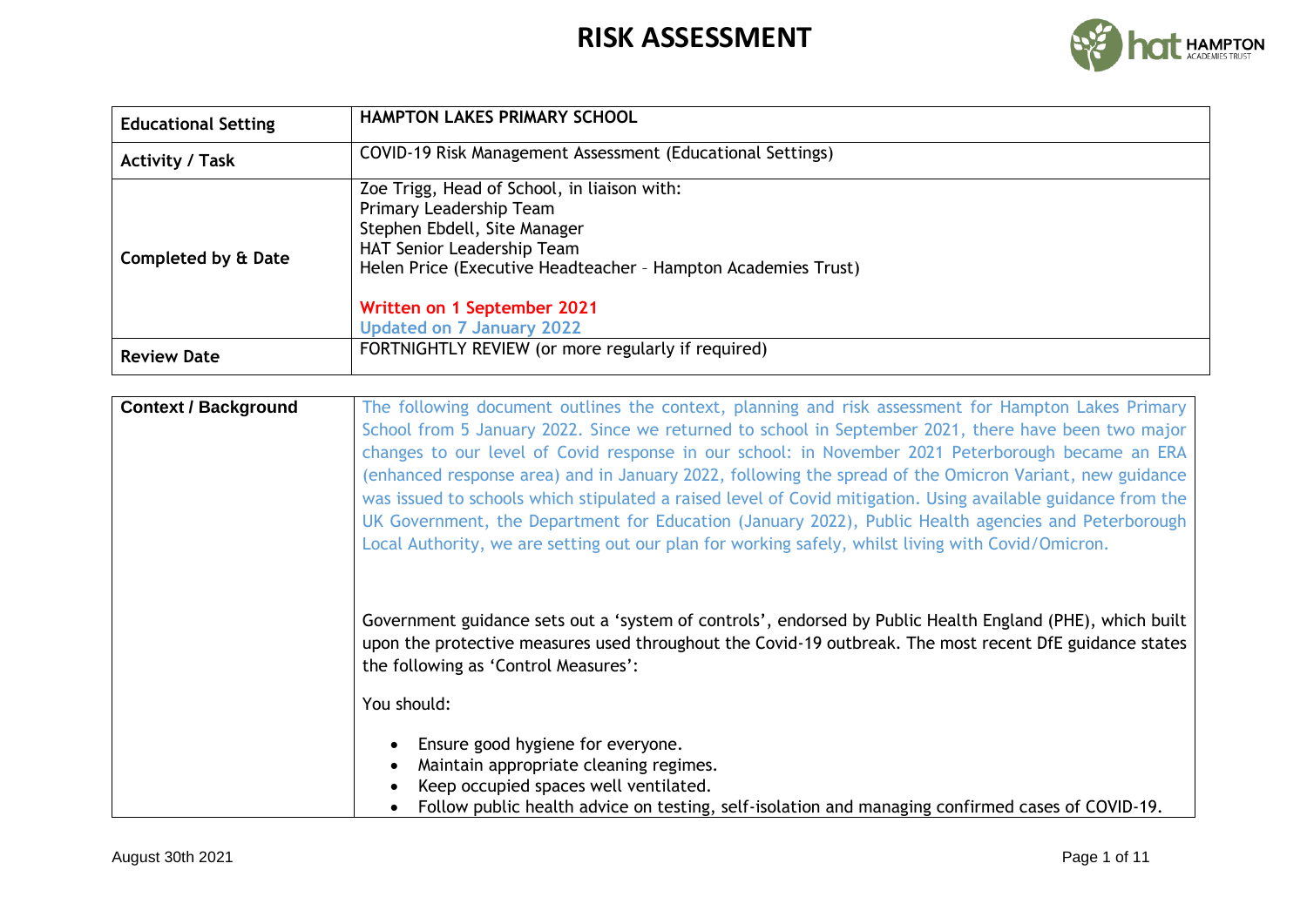# RISK ASSESSMENT

| Educational Setting | HAMPTON LAKES PRIMARY SCHOOL |
|---|---|
| Activity / Task | COVID-19 Risk Management Assessment (Educational Settings) |
| Completed by & Date | Zoe Trigg, Head of School, in liaison with:<br>Primary Leadership Team<br>Stephen Ebdell, Site Manager<br>HAT Senior Leadership Team<br>Helen Price (Executive Headteacher – Hampton Academies Trust)<br><br>**Written on 1 September 2021**<br>**Updated on 7 January 2022** |
| Review Date | FORTNIGHTLY REVIEW (or more regularly if required) |

| **Context / Background** | The following document outlines the context, planning and risk assessment for Hampton Lakes Primary School from 5 January 2022. Since we returned to school in September 2021, there have been two major changes to our level of Covid response in our school: in November 2021 Peterborough became an ERA (enhanced response area) and in January 2022, following the spread of the Omicron Variant, new guidance was issued to schools which stipulated a raised level of Covid mitigation. Using available guidance from the UK Government, the Department for Education (January 2022), Public Health agencies and Peterborough Local Authority, we are setting out our plan for working safely, whilst living with Covid/Omicron.<br><br>Government guidance sets out a 'system of controls', endorsed by Public Health England (PHE), which built upon the protective measures used throughout the Covid-19 outbreak. The most recent DfE guidance states the following as 'Control Measures':<br><br>You should:<br><br>• Ensure good hygiene for everyone.<br>• Maintain appropriate cleaning regimes.<br>• Keep occupied spaces well ventilated.<br>• Follow public health advice on testing, self-isolation and managing confirmed cases of COVID-19. |
|---|---|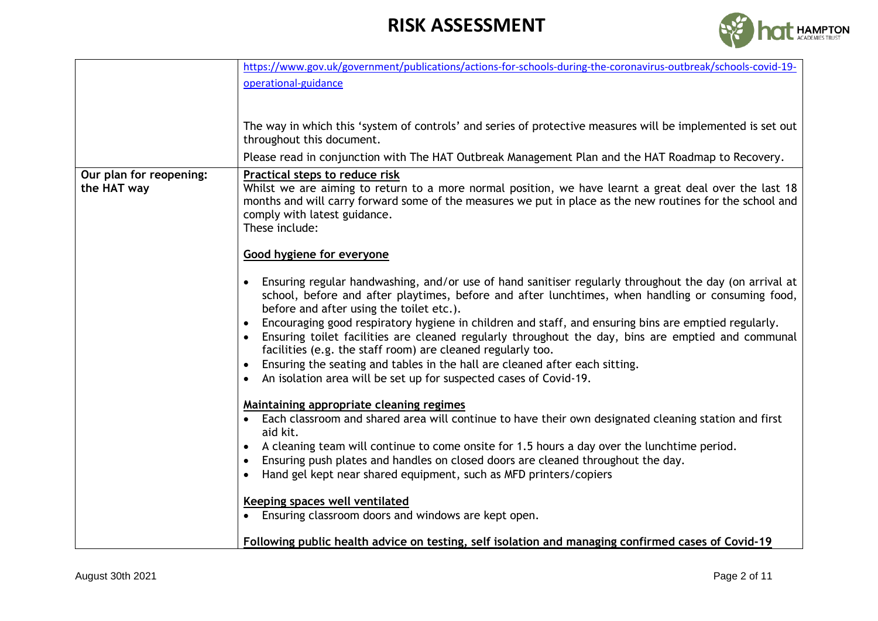| | |
|---|---|
| | https://www.gov.uk/government/publications/actions-for-schools-during-the-coronavirus-outbreak/schools-covid-19-operational-guidance<br><br>The way in which this 'system of controls' and series of protective measures will be implemented is set out throughout this document.<br><br>Please read in conjunction with The HAT Outbreak Management Plan and the HAT Roadmap to Recovery. |
| **Our plan for reopening: the HAT way** | **Practical steps to reduce risk**<br>Whilst we are aiming to return to a more normal position, we have learnt a great deal over the last 18 months and will carry forward some of the measures we put in place as the new routines for the school and comply with latest guidance.<br>These include:<br><br>**Good hygiene for everyone**<br><br>• Ensuring regular handwashing, and/or use of hand sanitiser regularly throughout the day (on arrival at school, before and after playtimes, before and after lunchtimes, when handling or consuming food, before and after using the toilet etc.).<br>• Encouraging good respiratory hygiene in children and staff, and ensuring bins are emptied regularly.<br>• Ensuring toilet facilities are cleaned regularly throughout the day, bins are emptied and communal facilities (e.g. the staff room) are cleaned regularly too.<br>• Ensuring the seating and tables in the hall are cleaned after each sitting.<br>• An isolation area will be set up for suspected cases of Covid-19.<br><br>**Maintaining appropriate cleaning regimes**<br>• Each classroom and shared area will continue to have their own designated cleaning station and first aid kit.<br>• A cleaning team will continue to come onsite for 1.5 hours a day over the lunchtime period.<br>• Ensuring push plates and handles on closed doors are cleaned throughout the day.<br>• Hand gel kept near shared equipment, such as MFD printers/copiers<br><br>**Keeping spaces well ventilated**<br>• Ensuring classroom doors and windows are kept open.<br><br>**Following public health advice on testing, self isolation and managing confirmed cases of Covid-19** |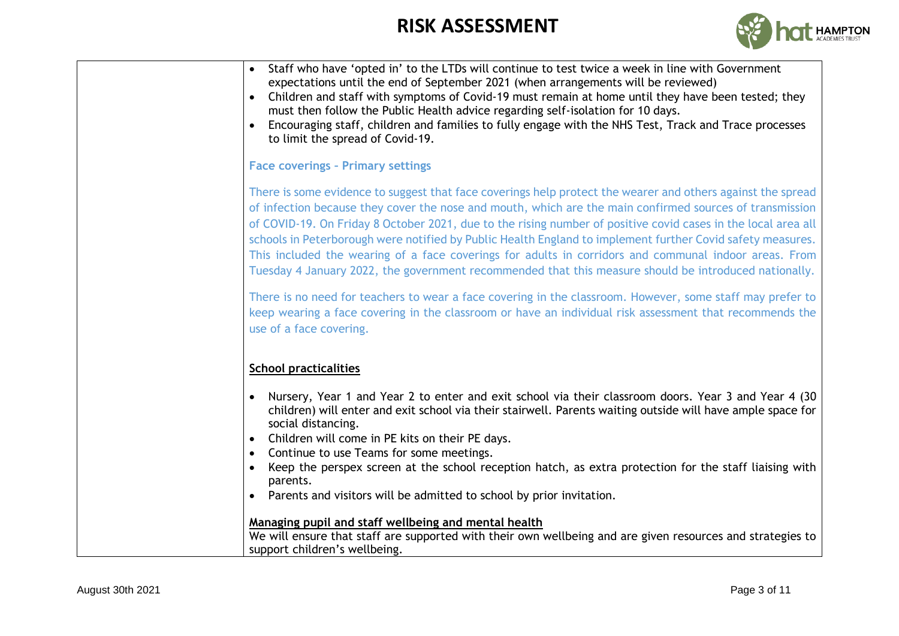| | |
|---|---|
| | • Staff who have 'opted in' to the LTDs will continue to test twice a week in line with Government expectations until the end of September 2021 (when arrangements will be reviewed)<br>• Children and staff with symptoms of Covid-19 must remain at home until they have been tested; they must then follow the Public Health advice regarding self-isolation for 10 days.<br>• Encouraging staff, children and families to fully engage with the NHS Test, Track and Trace processes to limit the spread of Covid-19.<br><br>**Face coverings – Primary settings**<br><br>There is some evidence to suggest that face coverings help protect the wearer and others against the spread of infection because they cover the nose and mouth, which are the main confirmed sources of transmission of COVID-19. On Friday 8 October 2021, due to the rising number of positive covid cases in the local area all schools in Peterborough were notified by Public Health England to implement further Covid safety measures. This included the wearing of a face coverings for adults in corridors and communal indoor areas. From Tuesday 4 January 2022, the government recommended that this measure should be introduced nationally.<br><br>There is no need for teachers to wear a face covering in the classroom. However, some staff may prefer to keep wearing a face covering in the classroom or have an individual risk assessment that recommends the use of a face covering.<br><br>**School practicalities**<br><br>• Nursery, Year 1 and Year 2 to enter and exit school via their classroom doors. Year 3 and Year 4 (30 children) will enter and exit school via their stairwell. Parents waiting outside will have ample space for social distancing.<br>• Children will come in PE kits on their PE days.<br>• Continue to use Teams for some meetings.<br>• Keep the perspex screen at the school reception hatch, as extra protection for the staff liaising with parents.<br>• Parents and visitors will be admitted to school by prior invitation.<br><br>**Managing pupil and staff wellbeing and mental health**<br>We will ensure that staff are supported with their own wellbeing and are given resources and strategies to support children's wellbeing. |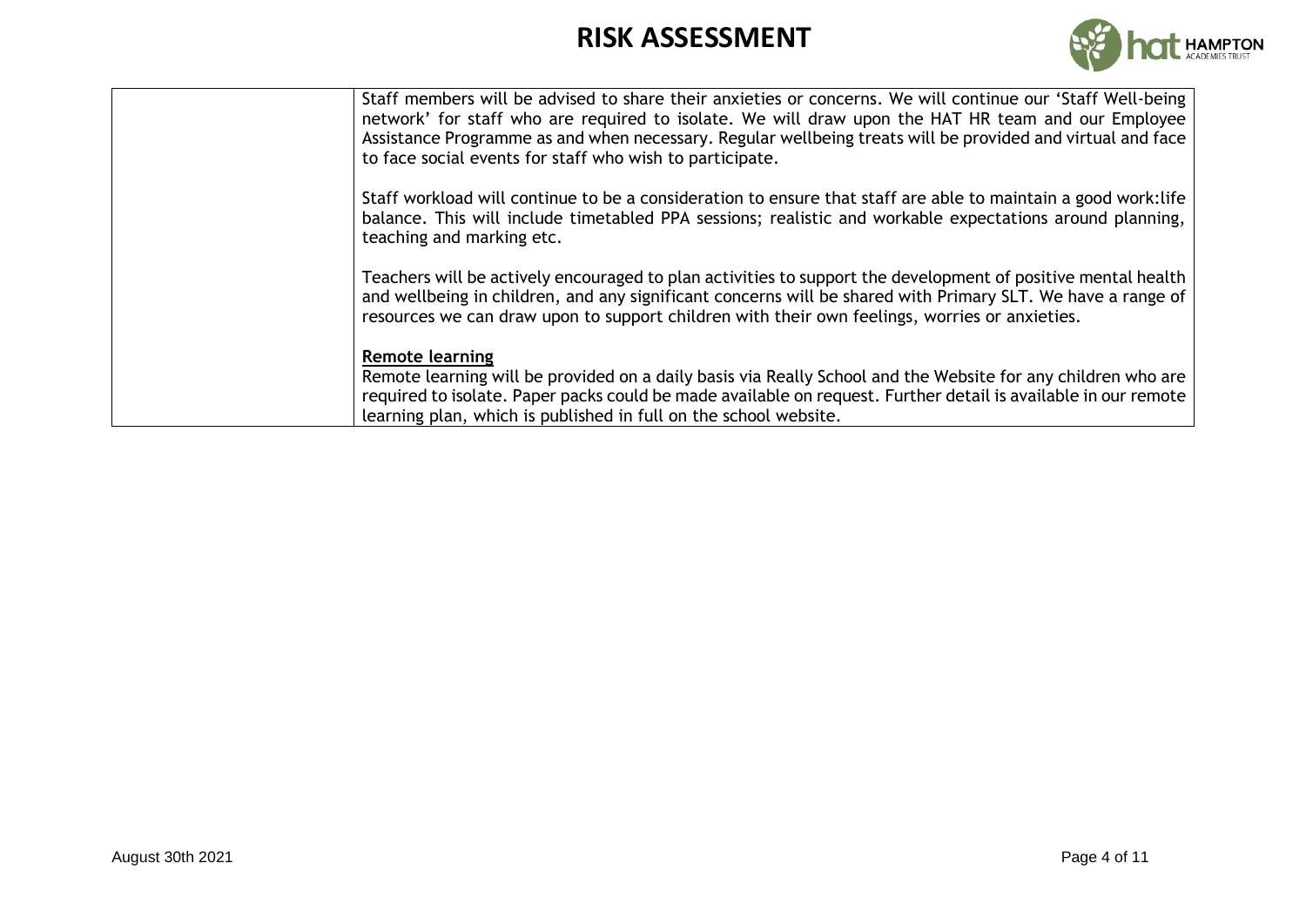| | |
|---|---|
| | Staff members will be advised to share their anxieties or concerns. We will continue our 'Staff Well-being network' for staff who are required to isolate. We will draw upon the HAT HR team and our Employee Assistance Programme as and when necessary. Regular wellbeing treats will be provided and virtual and face to face social events for staff who wish to participate.<br><br>Staff workload will continue to be a consideration to ensure that staff are able to maintain a good work:life balance. This will include timetabled PPA sessions; realistic and workable expectations around planning, teaching and marking etc.<br><br>Teachers will be actively encouraged to plan activities to support the development of positive mental health and wellbeing in children, and any significant concerns will be shared with Primary SLT. We have a range of resources we can draw upon to support children with their own feelings, worries or anxieties.<br><br>**Remote learning**<br>Remote learning will be provided on a daily basis via Really School and the Website for any children who are required to isolate. Paper packs could be made available on request. Further detail is available in our remote learning plan, which is published in full on the school website. |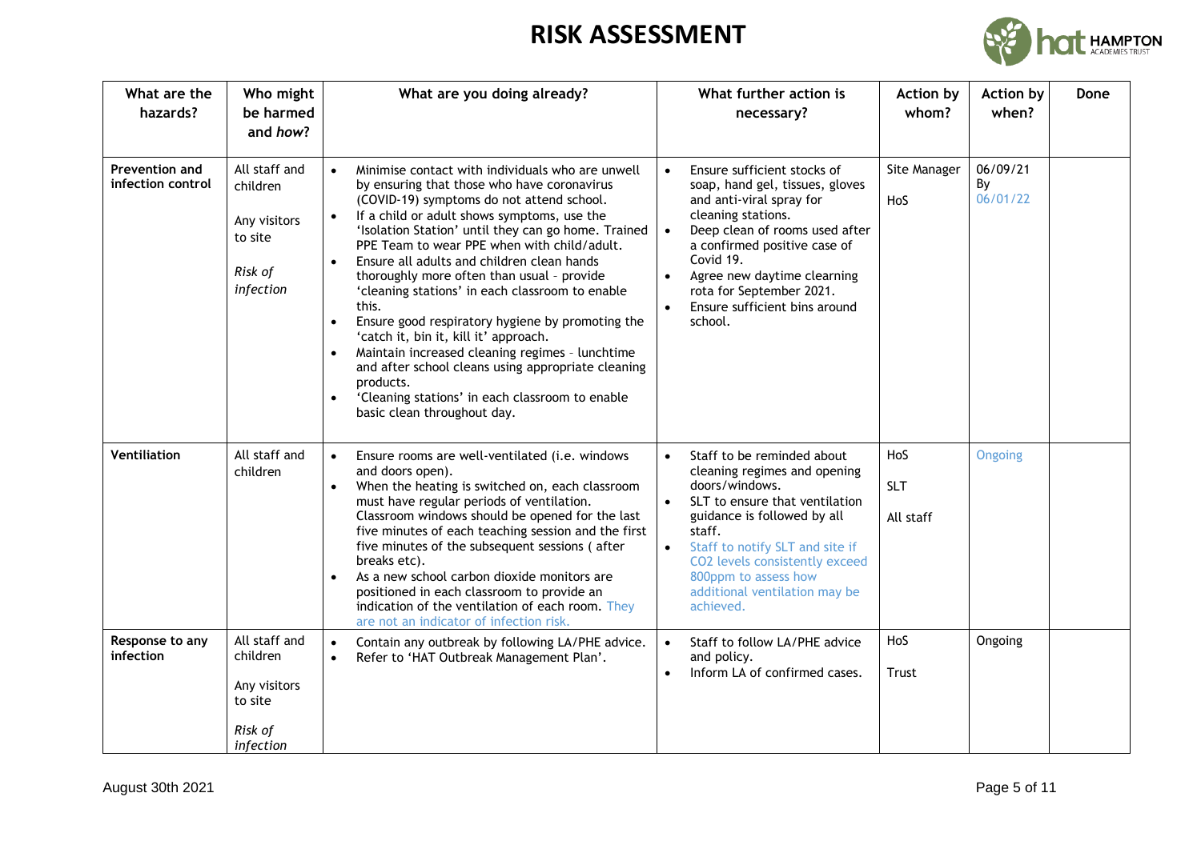# RISK ASSESSMENT

| What are the hazards? | Who might be harmed and *how*? | What are you doing already? | What further action is necessary? | Action by whom? | Action by when? | Done |
|---|---|---|---|---|---|---|
| **Prevention and infection control** | All staff and children<br><br>Any visitors to site<br><br>*Risk of infection* | • Minimise contact with individuals who are unwell by ensuring that those who have coronavirus (COVID-19) symptoms do not attend school.<br>• If a child or adult shows symptoms, use the 'Isolation Station' until they can go home. Trained PPE Team to wear PPE when with child/adult.<br>• Ensure all adults and children clean hands thoroughly more often than usual – provide 'cleaning stations' in each classroom to enable this.<br>• Ensure good respiratory hygiene by promoting the 'catch it, bin it, kill it' approach.<br>• Maintain increased cleaning regimes – lunchtime and after school cleans using appropriate cleaning products.<br>• 'Cleaning stations' in each classroom to enable basic clean throughout day. | • Ensure sufficient stocks of soap, hand gel, tissues, gloves and anti-viral spray for cleaning stations.<br>• Deep clean of rooms used after a confirmed positive case of Covid 19.<br>• Agree new daytime clearning rota for September 2021.<br>• Ensure sufficient bins around school. | Site Manager<br><br>HoS | 06/09/21<br>By<br>06/01/22 | |
| **Ventiliation** | All staff and children | • Ensure rooms are well-ventilated (i.e. windows and doors open).<br>• When the heating is switched on, each classroom must have regular periods of ventilation. Classroom windows should be opened for the last five minutes of each teaching session and the first five minutes of the subsequent sessions ( after breaks etc).<br>• As a new school carbon dioxide monitors are positioned in each classroom to provide an indication of the ventilation of each room. They are not an indicator of infection risk. | • Staff to be reminded about cleaning regimes and opening doors/windows.<br>• SLT to ensure that ventilation guidance is followed by all staff.<br>• Staff to notify SLT and site if CO2 levels consistently exceed 800ppm to assess how additional ventilation may be achieved. | HoS<br><br>SLT<br><br>All staff | Ongoing | |
| **Response to any infection** | All staff and children<br><br>Any visitors to site<br><br>*Risk of infection* | • Contain any outbreak by following LA/PHE advice.<br>• Refer to 'HAT Outbreak Management Plan'. | • Staff to follow LA/PHE advice and policy.<br>• Inform LA of confirmed cases. | HoS<br><br>Trust | Ongoing | |

August 30th 2021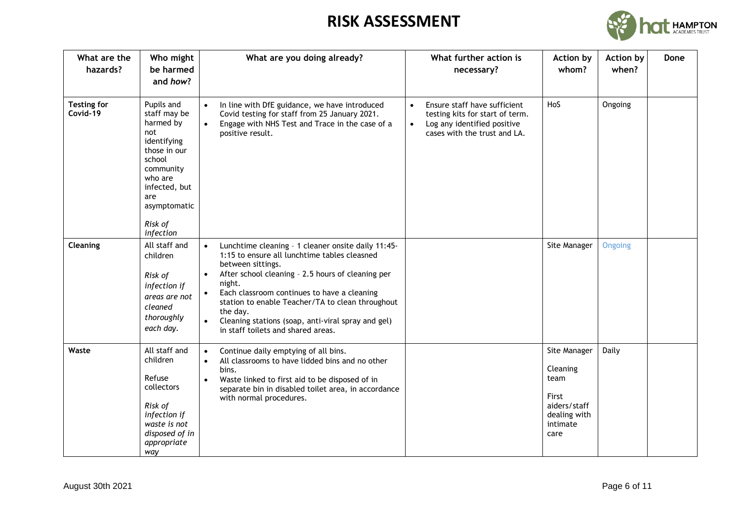# RISK ASSESSMENT

| What are the hazards? | Who might be harmed and *how*? | What are you doing already? | What further action is necessary? | Action by whom? | Action by when? | Done |
|---|---|---|---|---|---|---|
| **Testing for Covid-19** | Pupils and staff may be harmed by not identifying those in our school community who are infected, but are asymptomatic<br><br>*Risk of infection* | • In line with DfE guidance, we have introduced Covid testing for staff from 25 January 2021.<br>• Engage with NHS Test and Trace in the case of a positive result. | • Ensure staff have sufficient testing kits for start of term.<br>• Log any identified positive cases with the trust and LA. | HoS | Ongoing | |
| **Cleaning** | All staff and children<br><br>*Risk of infection if areas are not cleaned thoroughly each day.* | • Lunchtime cleaning – 1 cleaner onsite daily 11:45-1:15 to ensure all lunchtime tables cleasned between sittings.<br>• After school cleaning – 2.5 hours of cleaning per night.<br>• Each classroom continues to have a cleaning station to enable Teacher/TA to clean throughout the day.<br>• Cleaning stations (soap, anti-viral spray and gel) in staff toilets and shared areas. | | Site Manager | Ongoing | |
| **Waste** | All staff and children<br><br>Refuse collectors<br><br>*Risk of infection if waste is not disposed of in appropriate way* | • Continue daily emptying of all bins.<br>• All classrooms to have lidded bins and no other bins.<br>• Waste linked to first aid to be disposed of in separate bin in disabled toilet area, in accordance with normal procedures. | | Site Manager<br><br>Cleaning team<br><br>First aiders/staff dealing with intimate care | Daily | |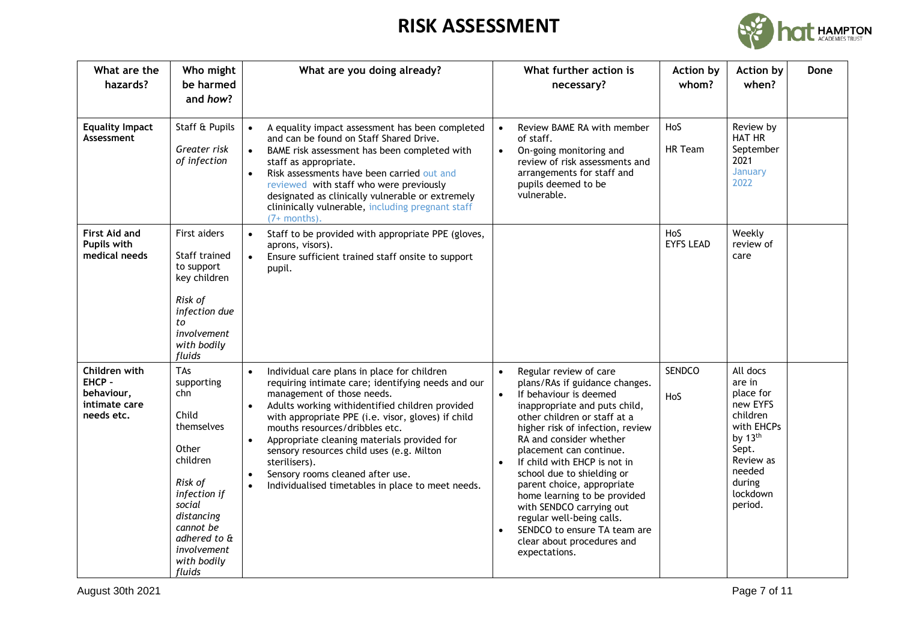# RISK ASSESSMENT

| What are the hazards? | Who might be harmed and *how*? | What are you doing already? | What further action is necessary? | Action by whom? | Action by when? | Done |
|---|---|---|---|---|---|---|
| **Equality Impact Assessment** | Staff & Pupils<br><br>*Greater risk of infection* | • A equality impact assessment has been completed and can be found on Staff Shared Drive.<br>• BAME risk assessment has been completed with staff as appropriate.<br>• Risk assessments have been carried out and reviewed with staff who were previously designated as clinically vulnerable or extremely clininically vulnerable, including pregnant staff (7+ months). | • Review BAME RA with member of staff.<br>• On-going monitoring and review of risk assessments and arrangements for staff and pupils deemed to be vulnerable. | HoS<br><br>HR Team | Review by HAT HR September 2021 January 2022 | |
| **First Aid and Pupils with medical needs** | First aiders<br><br>Staff trained to support key children<br><br>*Risk of infection due to involvement with bodily fluids* | • Staff to be provided with appropriate PPE (gloves, aprons, visors).<br>• Ensure sufficient trained staff onsite to support pupil. | | HoS<br>EYFS LEAD | Weekly review of care | |
| **Children with EHCP - behaviour, intimate care needs etc.** | TAs supporting chn<br><br>Child themselves<br><br>Other children<br><br>*Risk of infection if social distancing cannot be adhered to & involvement with bodily fluids* | • Individual care plans in place for children requiring intimate care; identifying needs and our management of those needs.<br>• Adults working withidentified children provided with appropriate PPE (i.e. visor, gloves) if child mouths resources/dribbles etc.<br>• Appropriate cleaning materials provided for sensory resources child uses (e.g. Milton sterilisers).<br>• Sensory rooms cleaned after use.<br>• Individualised timetables in place to meet needs. | • Regular review of care plans/RAs if guidance changes.<br>• If behaviour is deemed inappropriate and puts child, other children or staff at a higher risk of infection, review RA and consider whether placement can continue.<br>• If child with EHCP is not in school due to shielding or parent choice, appropriate home learning to be provided with SENDCO carrying out regular well-being calls.<br>• SENDCO to ensure TA team are clear about procedures and expectations. | SENDCO<br><br>HoS | All docs are in place for new EYFS children with EHCPs by 13th Sept. Review as needed during lockdown period. | |

August 30th 2021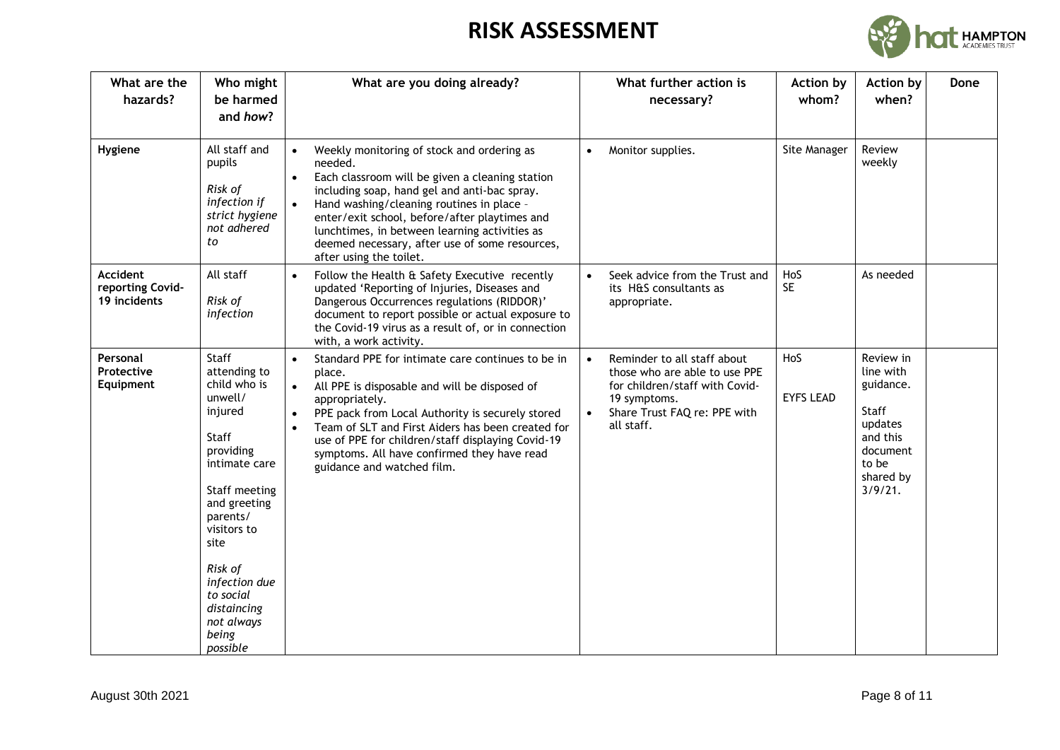# RISK ASSESSMENT

| What are the hazards? | Who might be harmed and *how*? | What are you doing already? | What further action is necessary? | Action by whom? | Action by when? | Done |
|---|---|---|---|---|---|---|
| **Hygiene** | All staff and pupils<br><br>*Risk of infection if strict hygiene not adhered to* | • Weekly monitoring of stock and ordering as needed.<br>• Each classroom will be given a cleaning station including soap, hand gel and anti-bac spray.<br>• Hand washing/cleaning routines in place – enter/exit school, before/after playtimes and lunchtimes, in between learning activities as deemed necessary, after use of some resources, after using the toilet. | • Monitor supplies. | Site Manager | Review weekly | |
| **Accident reporting Covid-19 incidents** | All staff<br><br>*Risk of infection* | • Follow the Health & Safety Executive recently updated 'Reporting of Injuries, Diseases and Dangerous Occurrences regulations (RIDDOR)' document to report possible or actual exposure to the Covid-19 virus as a result of, or in connection with, a work activity. | • Seek advice from the Trust and its H&S consultants as appropriate. | HoS<br>SE | As needed | |
| **Personal Protective Equipment** | Staff attending to child who is unwell/ injured<br><br>Staff providing intimate care<br><br>Staff meeting and greeting parents/ visitors to site<br><br>*Risk of infection due to social distancing not always being possible* | • Standard PPE for intimate care continues to be in place.<br>• All PPE is disposable and will be disposed of appropriately.<br>• PPE pack from Local Authority is securely stored<br>• Team of SLT and First Aiders has been created for use of PPE for children/staff displaying Covid-19 symptoms. All have confirmed they have read guidance and watched film. | • Reminder to all staff about those who are able to use PPE for children/staff with Covid-19 symptoms.<br>• Share Trust FAQ re: PPE with all staff. | HoS<br><br>EYFS LEAD | Review in line with guidance.<br><br>Staff updates and this document to be shared by 3/9/21. | |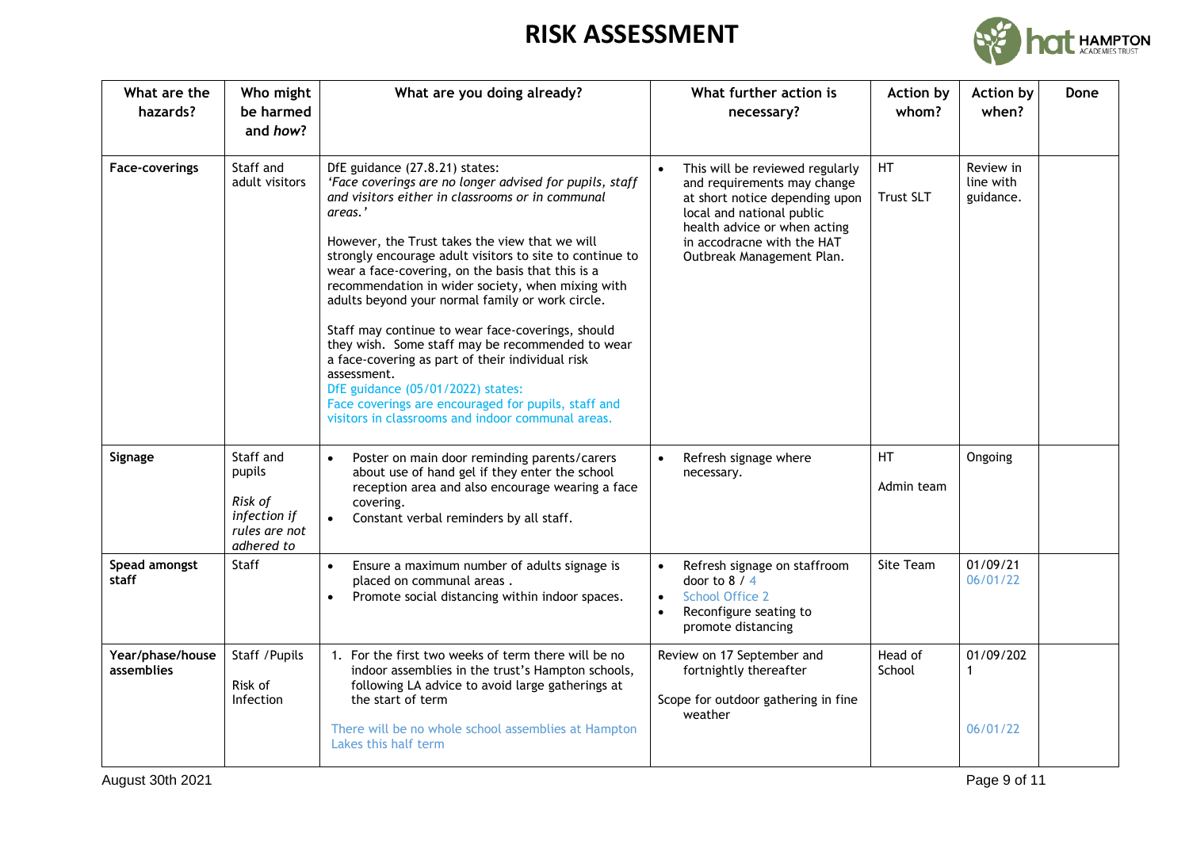# RISK ASSESSMENT

| What are the hazards? | Who might be harmed and *how*? | What are you doing already? | What further action is necessary? | Action by whom? | Action by when? | Done |
|---|---|---|---|---|---|---|
| **Face-coverings** | Staff and adult visitors | DfE guidance (27.8.21) states: *'Face coverings are no longer advised for pupils, staff and visitors either in classrooms or in communal areas.'*<br><br>However, the Trust takes the view that we will strongly encourage adult visitors to site to continue to wear a face-covering, on the basis that this is a recommendation in wider society, when mixing with adults beyond your normal family or work circle.<br><br>Staff may continue to wear face-coverings, should they wish. Some staff may be recommended to wear a face-covering as part of their individual risk assessment.<br>DfE guidance (05/01/2022) states:<br>Face coverings are encouraged for pupils, staff and visitors in classrooms and indoor communal areas. | • This will be reviewed regularly and requirements may change at short notice depending upon local and national public health advice or when acting in accodracne with the HAT Outbreak Management Plan. | HT<br><br>Trust SLT | Review in line with guidance. | |
| **Signage** | Staff and pupils<br><br>*Risk of infection if rules are not adhered to* | • Poster on main door reminding parents/carers about use of hand gel if they enter the school reception area and also encourage wearing a face covering.<br>• Constant verbal reminders by all staff. | • Refresh signage where necessary. | HT<br><br>Admin team | Ongoing | |
| **Spead amongst staff** | Staff | • Ensure a maximum number of adults signage is placed on communal areas .<br>• Promote social distancing within indoor spaces. | • Refresh signage on staffroom door to 8 / 4<br>• School Office 2<br>• Reconfigure seating to promote distancing | Site Team | 01/09/21<br>06/01/22 | |
| **Year/phase/house assemblies** | Staff /Pupils<br><br>Risk of Infection | 1. For the first two weeks of term there will be no indoor assemblies in the trust's Hampton schools, following LA advice to avoid large gatherings at the start of term<br><br>There will be no whole school assemblies at Hampton Lakes this half term | Review on 17 September and fortnightly thereafter<br><br>Scope for outdoor gathering in fine weather | Head of School | 01/09/2021<br><br>06/01/22 | |

August 30th 2021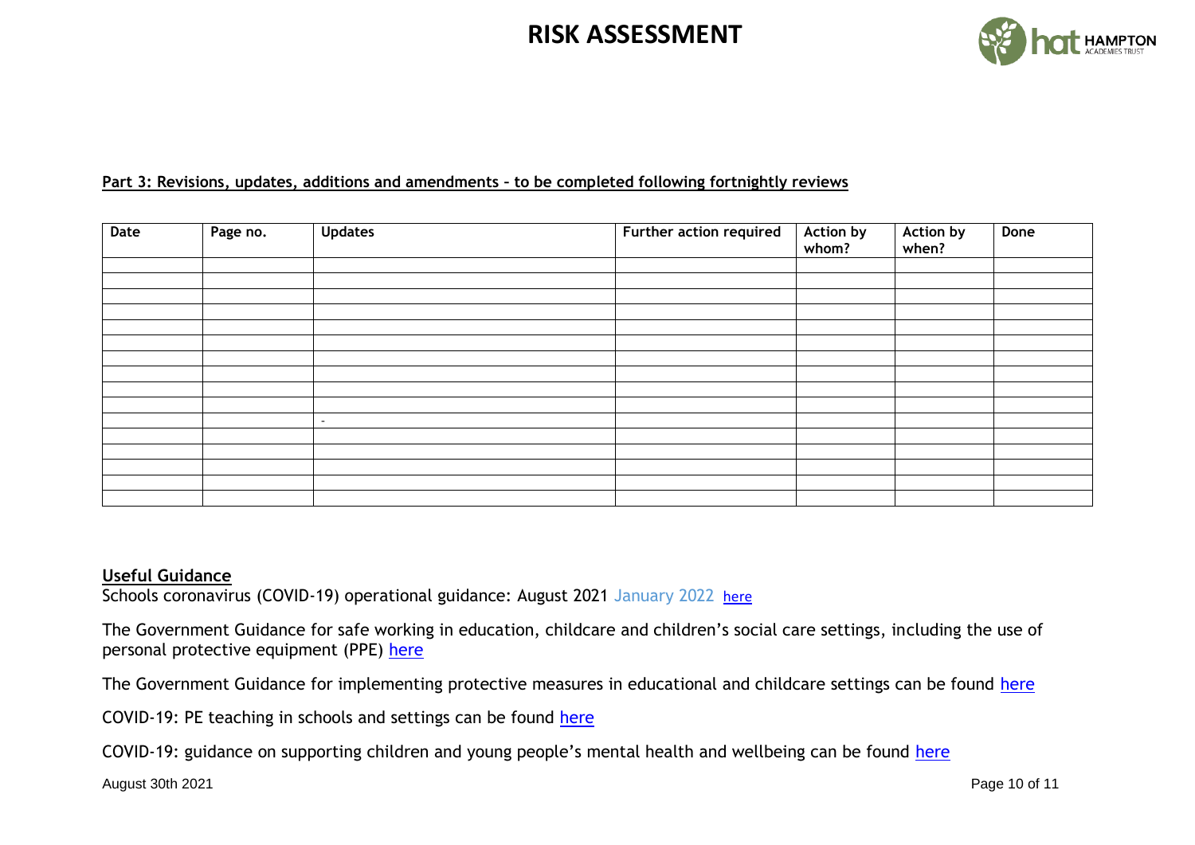# RISK ASSESSMENT

**Part 3: Revisions, updates, additions and amendments – to be completed following fortnightly reviews**

| Date | Page no. | Updates | Further action required | Action by whom? | Action by when? | Done |
|---|---|---|---|---|---|---|
| | | | | | | |
| | | | | | | |
| | | | | | | |
| | | | | | | |
| | | | | | | |
| | | | | | | |
| | | | | | | |
| | | | | | | |
| | | | | | | |
| | | | | | | |
| | | - | | | | |
| | | | | | | |
| | | | | | | |
| | | | | | | |
| | | | | | | |
| | | | | | | |

**Useful Guidance**

Schools coronavirus (COVID-19) operational guidance: August 2021 January 2022 here

The Government Guidance for safe working in education, childcare and children's social care settings, including the use of personal protective equipment (PPE) here

The Government Guidance for implementing protective measures in educational and childcare settings can be found here

COVID-19: PE teaching in schools and settings can be found here

COVID-19: guidance on supporting children and young people's mental health and wellbeing can be found here

August 30th 2021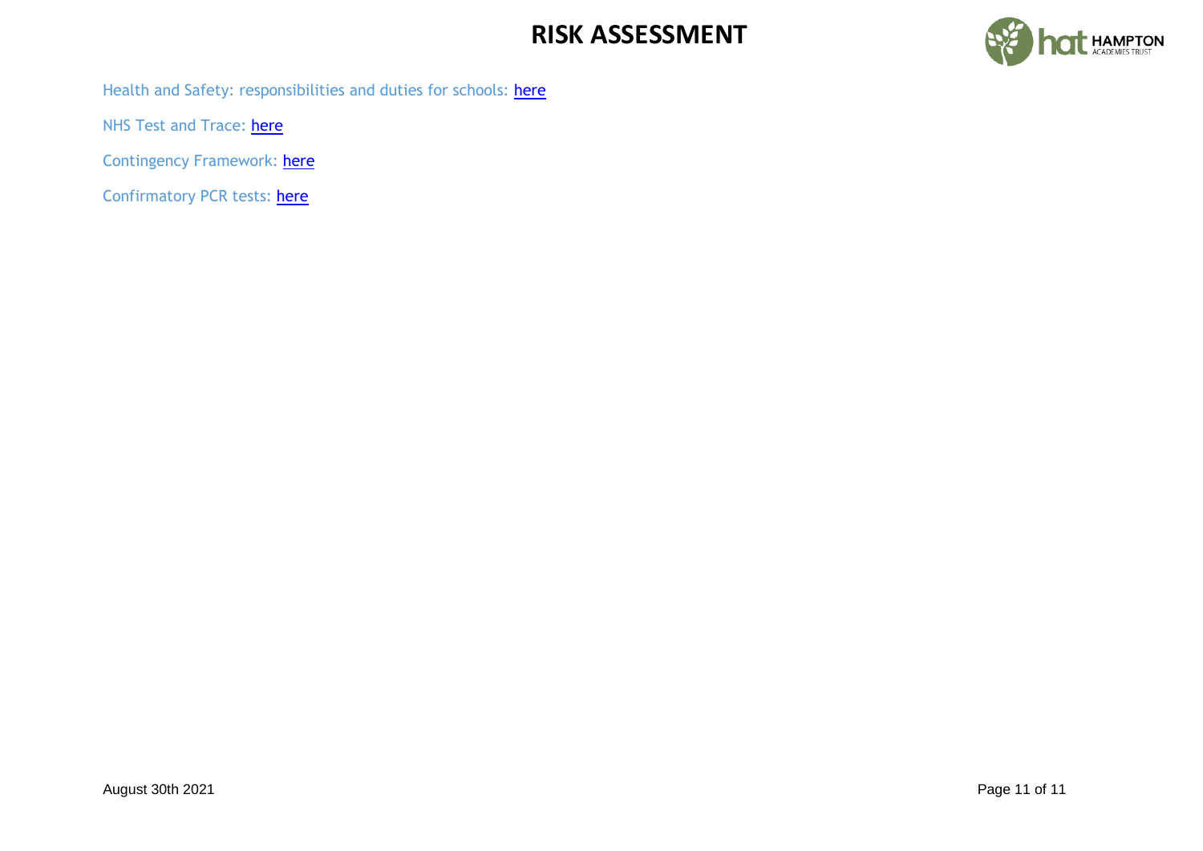Health and Safety: responsibilities and duties for schools: here

NHS Test and Trace: here

Contingency Framework: here

Confirmatory PCR tests: here